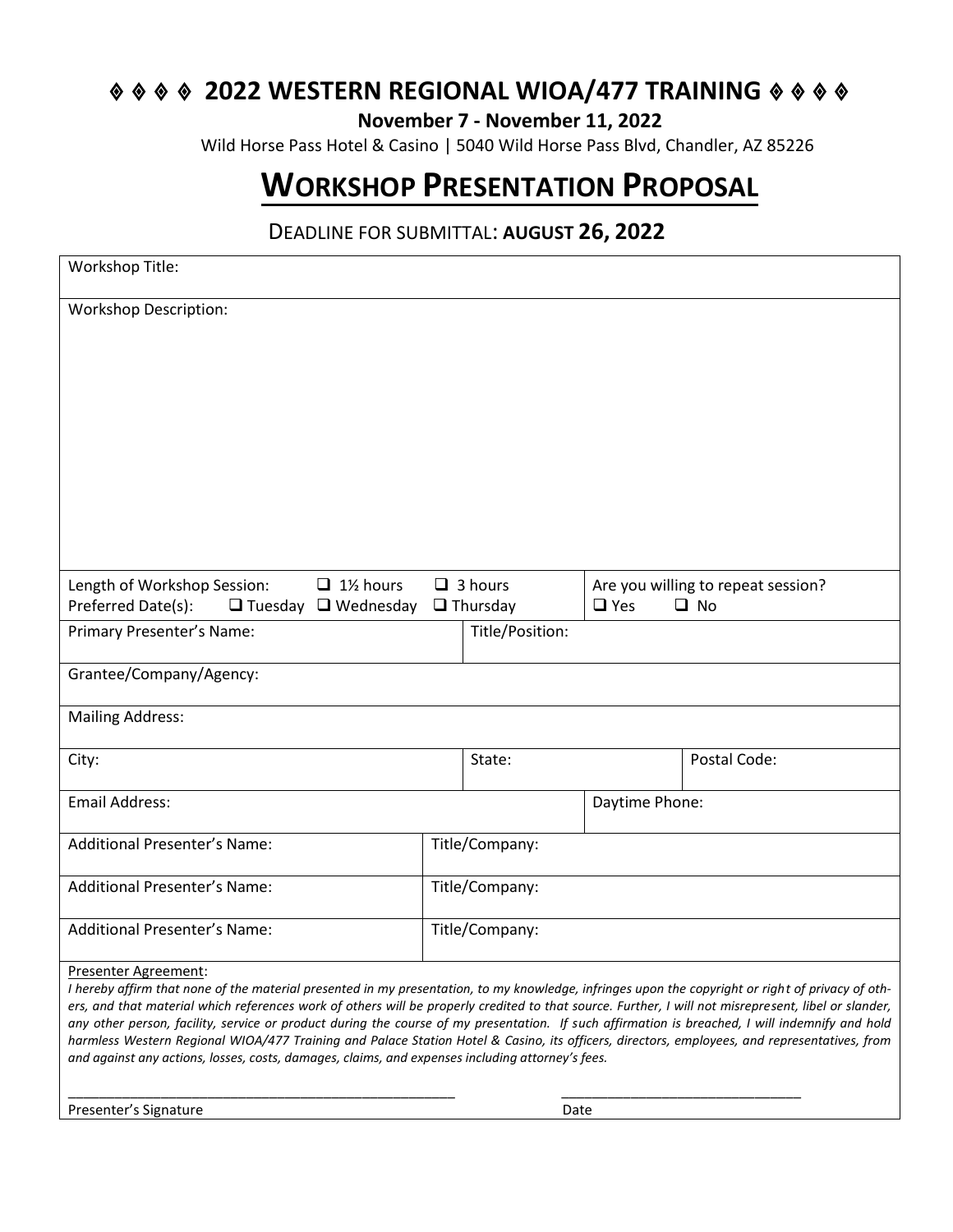# ◈ ◈ ◈ ◈ 2022 WESTERN REGIONAL WIOA/477 TRAINING ◈ ◈ ◈ ◈

**November 7 - November 11, 2022**

Wild Horse Pass Hotel & Casino | 5040 Wild Horse Pass Blvd, Chandler, AZ 85226

# WORKSHOP PRESENTATION PROPOSAL

DEADLINE FOR SUBMITTAL: **AUGUST 26, 2022**

Workshop Title:

Workshop Description:

Length of Workshop Session: ❑ 1½ hours ❑ 3 hours

Preferred Date(s): ❑ Tuesday ❑ Wednesday ❑ Thursday

Are you willing to repeat session? ❑ Yes ❑ No

| Primary Presenter's Name: | Title/Position: | |
|---|---|---|
| Grantee/Company/Agency: | | |
| Mailing Address: | | |
| City: | State: | Postal Code: |
| Email Address: | Daytime Phone: | |
| Additional Presenter's Name: | Title/Company: | |
| Additional Presenter's Name: | Title/Company: | |
| Additional Presenter's Name: | Title/Company: | |

Presenter Agreement:

*I hereby affirm that none of the material presented in my presentation, to my knowledge, infringes upon the copyright or right of privacy of others, and that material which references work of others will be properly credited to that source. Further, I will not misrepresent, libel or slander, any other person, facility, service or product during the course of my presentation. If such affirmation is breached, I will indemnify and hold harmless Western Regional WIOA/477 Training and Palace Station Hotel & Casino, its officers, directors, employees, and representatives, from and against any actions, losses, costs, damages, claims, and expenses including attorney's fees.*

\_\_\_\_\_\_\_\_\_\_\_\_\_\_\_\_\_\_\_\_\_\_\_\_\_\_\_\_\_\_\_\_\_\_\_\_\_\_\_\_ \_\_\_\_\_\_\_\_\_\_\_\_\_\_\_\_\_\_\_\_\_\_\_\_\_\_

Presenter's Signature Date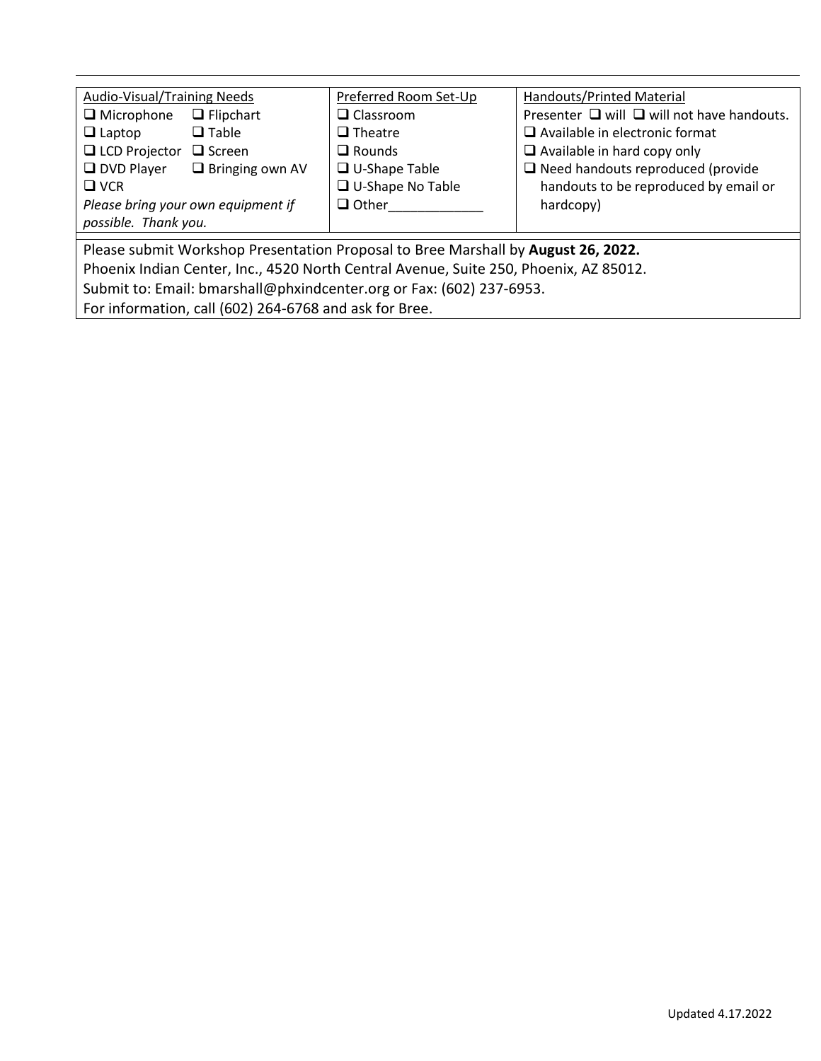| Audio-Visual/Training Needs | Preferred Room Set-Up | Handouts/Printed Material |
|---|---|---|
| ❑ Microphone ❑ Flipchart<br>❑ Laptop ❑ Table<br>❑ LCD Projector ❑ Screen<br>❑ DVD Player ❑ Bringing own AV<br>❑ VCR<br>*Please bring your own equipment if possible. Thank you.* | ❑ Classroom<br>❑ Theatre<br>❑ Rounds<br>❑ U-Shape Table<br>❑ U-Shape No Table<br>❑ Other_____________ | Presenter ❑ will ❑ will not have handouts.<br>❑ Available in electronic format<br>❑ Available in hard copy only<br>❑ Need handouts reproduced (provide handouts to be reproduced by email or hardcopy) |

Please submit Workshop Presentation Proposal to Bree Marshall by **August 26, 2022.**
Phoenix Indian Center, Inc., 4520 North Central Avenue, Suite 250, Phoenix, AZ 85012.
Submit to: Email: bmarshall@phxindcenter.org or Fax: (602) 237-6953.
For information, call (602) 264-6768 and ask for Bree.

Updated 4.17.2022